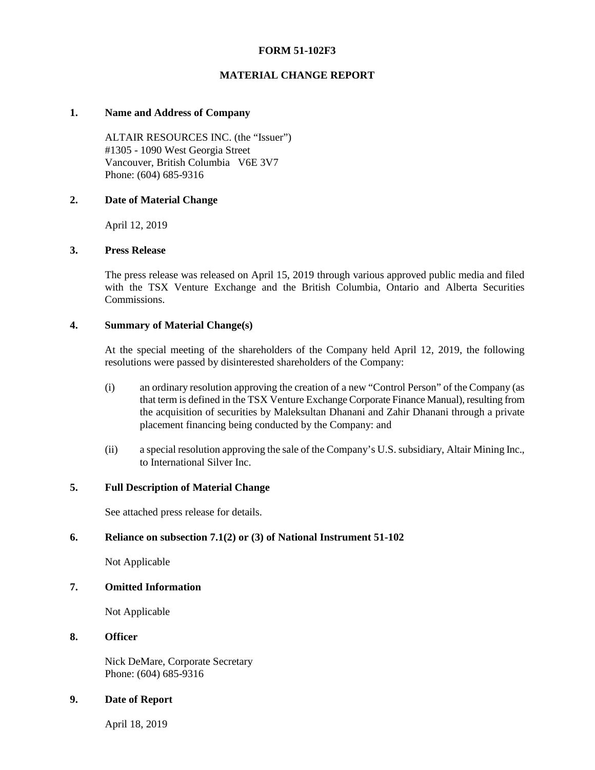**FORM 51-102F3**

**MATERIAL CHANGE REPORT**

**1. Name and Address of Company**

ALTAIR RESOURCES INC. (the "Issuer")
#1305 - 1090 West Georgia Street
Vancouver, British Columbia V6E 3V7
Phone: (604) 685-9316

**2. Date of Material Change**

April 12, 2019

**3. Press Release**

The press release was released on April 15, 2019 through various approved public media and filed with the TSX Venture Exchange and the British Columbia, Ontario and Alberta Securities Commissions.

**4. Summary of Material Change(s)**

At the special meeting of the shareholders of the Company held April 12, 2019, the following resolutions were passed by disinterested shareholders of the Company:

(i) an ordinary resolution approving the creation of a new "Control Person" of the Company (as that term is defined in the TSX Venture Exchange Corporate Finance Manual), resulting from the acquisition of securities by Maleksultan Dhanani and Zahir Dhanani through a private placement financing being conducted by the Company: and

(ii) a special resolution approving the sale of the Company's U.S. subsidiary, Altair Mining Inc., to International Silver Inc.

**5. Full Description of Material Change**

See attached press release for details.

**6. Reliance on subsection 7.1(2) or (3) of National Instrument 51-102**

Not Applicable

**7. Omitted Information**

Not Applicable

**8. Officer**

Nick DeMare, Corporate Secretary
Phone: (604) 685-9316

**9. Date of Report**

April 18, 2019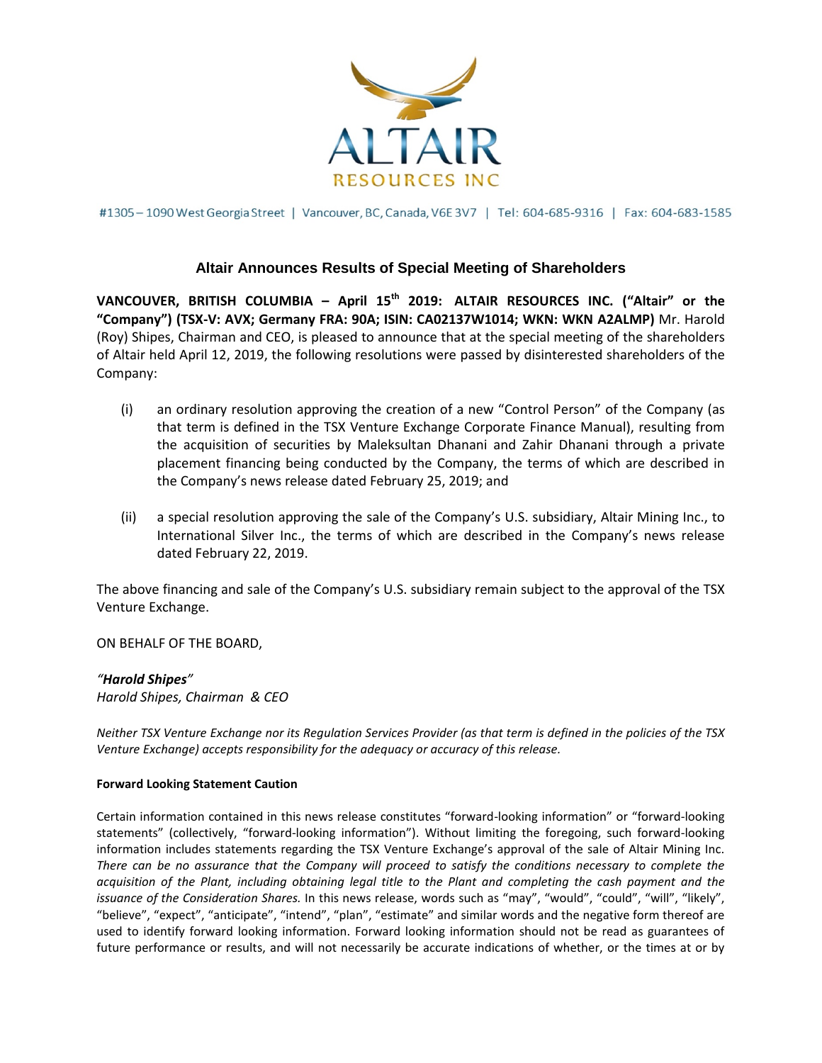#1305 – 1090 West Georgia Street | Vancouver, BC, Canada, V6E 3V7 | Tel: 604-685-9316 | Fax: 604-683-1585

## Altair Announces Results of Special Meeting of Shareholders

**VANCOUVER, BRITISH COLUMBIA – April 15th 2019: ALTAIR RESOURCES INC. ("Altair" or the "Company") (TSX-V: AVX; Germany FRA: 90A; ISIN: CA02137W1014; WKN: WKN A2ALMP)** Mr. Harold (Roy) Shipes, Chairman and CEO, is pleased to announce that at the special meeting of the shareholders of Altair held April 12, 2019, the following resolutions were passed by disinterested shareholders of the Company:

(i) an ordinary resolution approving the creation of a new "Control Person" of the Company (as that term is defined in the TSX Venture Exchange Corporate Finance Manual), resulting from the acquisition of securities by Maleksultan Dhanani and Zahir Dhanani through a private placement financing being conducted by the Company, the terms of which are described in the Company's news release dated February 25, 2019; and

(ii) a special resolution approving the sale of the Company's U.S. subsidiary, Altair Mining Inc., to International Silver Inc., the terms of which are described in the Company's news release dated February 22, 2019.

The above financing and sale of the Company's U.S. subsidiary remain subject to the approval of the TSX Venture Exchange.

ON BEHALF OF THE BOARD,

*"**Harold Shipes**"*
*Harold Shipes, Chairman & CEO*

*Neither TSX Venture Exchange nor its Regulation Services Provider (as that term is defined in the policies of the TSX Venture Exchange) accepts responsibility for the adequacy or accuracy of this release.*

**Forward Looking Statement Caution**

Certain information contained in this news release constitutes "forward-looking information" or "forward-looking statements" (collectively, "forward-looking information"). Without limiting the foregoing, such forward-looking information includes statements regarding the TSX Venture Exchange's approval of the sale of Altair Mining Inc. *There can be no assurance that the Company will proceed to satisfy the conditions necessary to complete the acquisition of the Plant, including obtaining legal title to the Plant and completing the cash payment and the issuance of the Consideration Shares.* In this news release, words such as "may", "would", "could", "will", "likely", "believe", "expect", "anticipate", "intend", "plan", "estimate" and similar words and the negative form thereof are used to identify forward looking information. Forward looking information should not be read as guarantees of future performance or results, and will not necessarily be accurate indications of whether, or the times at or by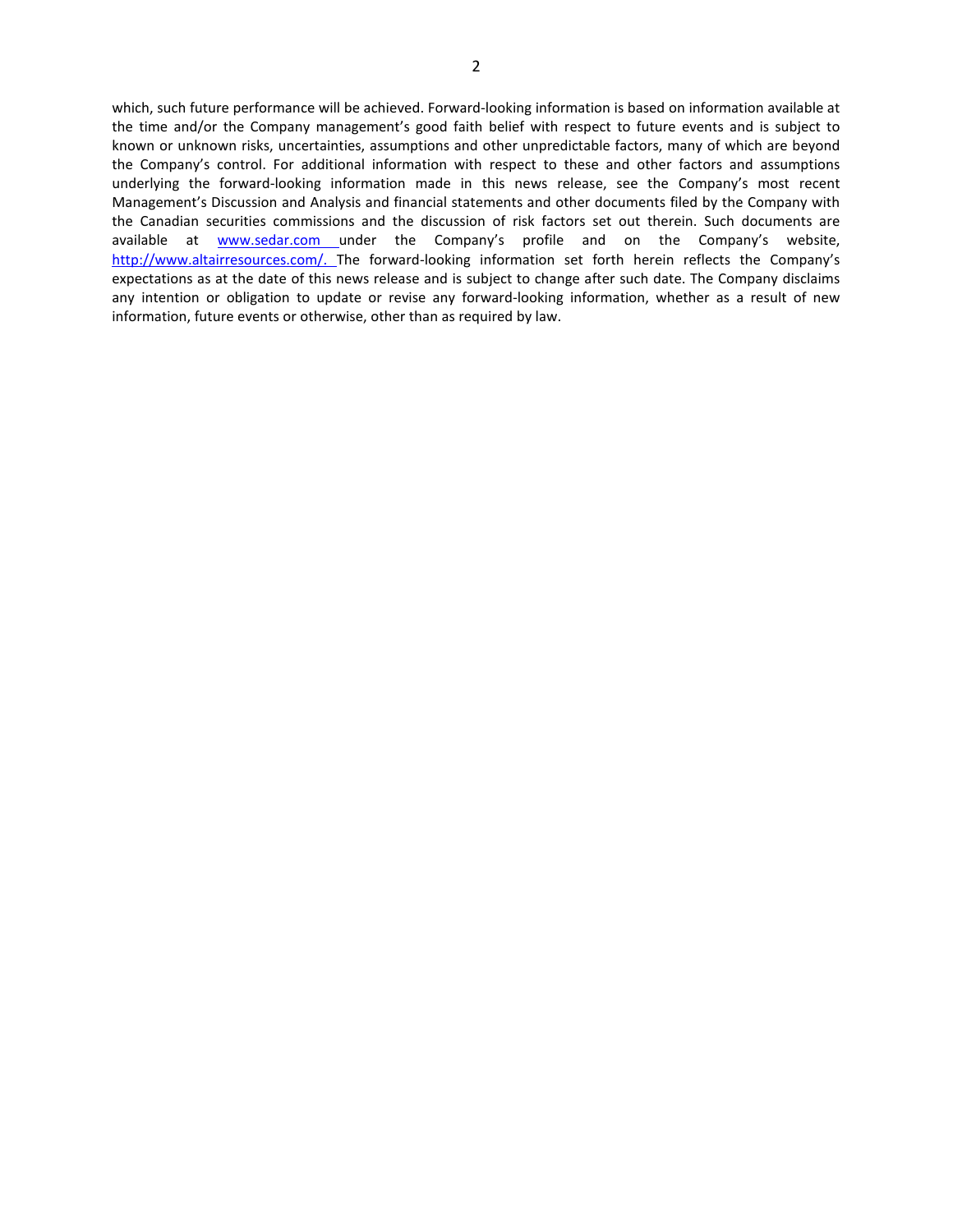which, such future performance will be achieved. Forward-looking information is based on information available at the time and/or the Company management's good faith belief with respect to future events and is subject to known or unknown risks, uncertainties, assumptions and other unpredictable factors, many of which are beyond the Company's control. For additional information with respect to these and other factors and assumptions underlying the forward-looking information made in this news release, see the Company's most recent Management's Discussion and Analysis and financial statements and other documents filed by the Company with the Canadian securities commissions and the discussion of risk factors set out therein. Such documents are available at www.sedar.com under the Company's profile and on the Company's website, http://www.altairresources.com/. The forward-looking information set forth herein reflects the Company's expectations as at the date of this news release and is subject to change after such date. The Company disclaims any intention or obligation to update or revise any forward-looking information, whether as a result of new information, future events or otherwise, other than as required by law.